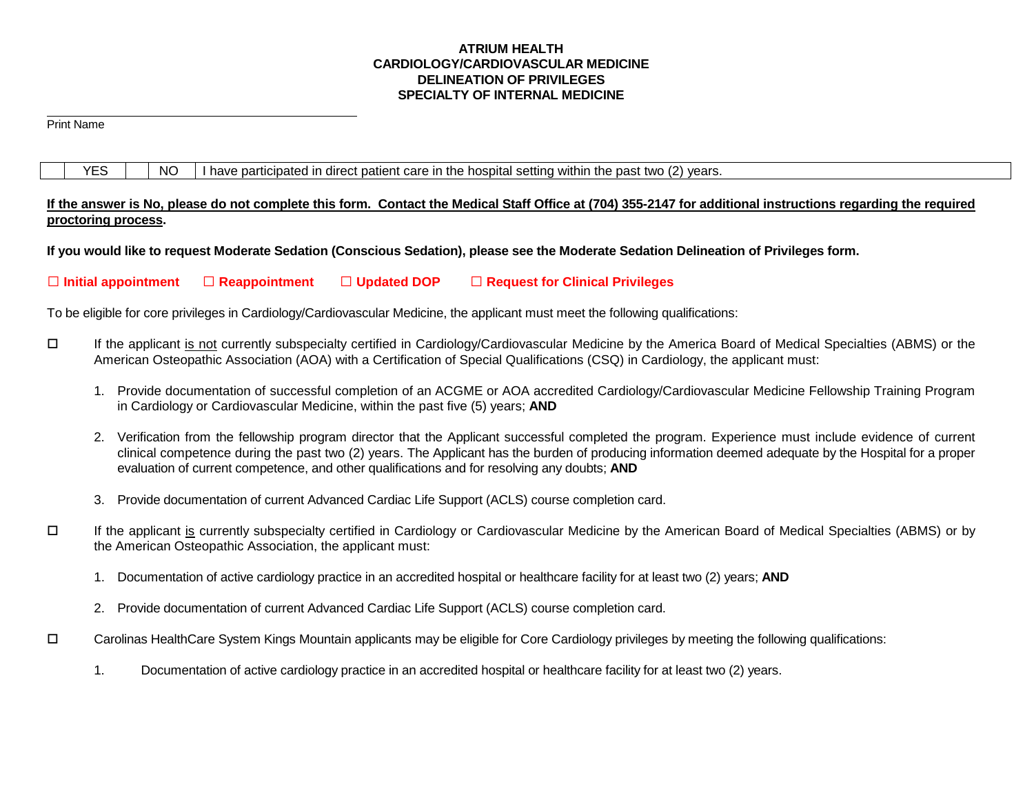**ATRIUM HEALTH**
**CARDIOLOGY/CARDIOVASCULAR MEDICINE**
**DELINEATION OF PRIVILEGES**
**SPECIALTY OF INTERNAL MEDICINE**

\_\_\_\_\_\_\_\_\_\_\_\_\_\_\_\_\_\_\_\_\_\_\_\_\_\_\_\_\_\_\_\_\_\_\_\_\_\_\_\_
Print Name

| | YES | | NO | I have participated in direct patient care in the hospital setting within the past two (2) years. |
|---|---|---|---|---|

**If the answer is No, please do not complete this form. Contact the Medical Staff Office at (704) 355-2147 for additional instructions regarding the required proctoring process.**

**If you would like to request Moderate Sedation (Conscious Sedation), please see the Moderate Sedation Delineation of Privileges form.**

**☐ Initial appointment ☐ Reappointment ☐ Updated DOP ☐ Request for Clinical Privileges**

To be eligible for core privileges in Cardiology/Cardiovascular Medicine, the applicant must meet the following qualifications:

☐ If the applicant is not currently subspecialty certified in Cardiology/Cardiovascular Medicine by the America Board of Medical Specialties (ABMS) or the American Osteopathic Association (AOA) with a Certification of Special Qualifications (CSQ) in Cardiology, the applicant must:

1. Provide documentation of successful completion of an ACGME or AOA accredited Cardiology/Cardiovascular Medicine Fellowship Training Program in Cardiology or Cardiovascular Medicine, within the past five (5) years; **AND**

2. Verification from the fellowship program director that the Applicant successful completed the program. Experience must include evidence of current clinical competence during the past two (2) years. The Applicant has the burden of producing information deemed adequate by the Hospital for a proper evaluation of current competence, and other qualifications and for resolving any doubts; **AND**

3. Provide documentation of current Advanced Cardiac Life Support (ACLS) course completion card.

☐ If the applicant is currently subspecialty certified in Cardiology or Cardiovascular Medicine by the American Board of Medical Specialties (ABMS) or by the American Osteopathic Association, the applicant must:

1. Documentation of active cardiology practice in an accredited hospital or healthcare facility for at least two (2) years; **AND**

2. Provide documentation of current Advanced Cardiac Life Support (ACLS) course completion card.

☐ Carolinas HealthCare System Kings Mountain applicants may be eligible for Core Cardiology privileges by meeting the following qualifications:

1. Documentation of active cardiology practice in an accredited hospital or healthcare facility for at least two (2) years.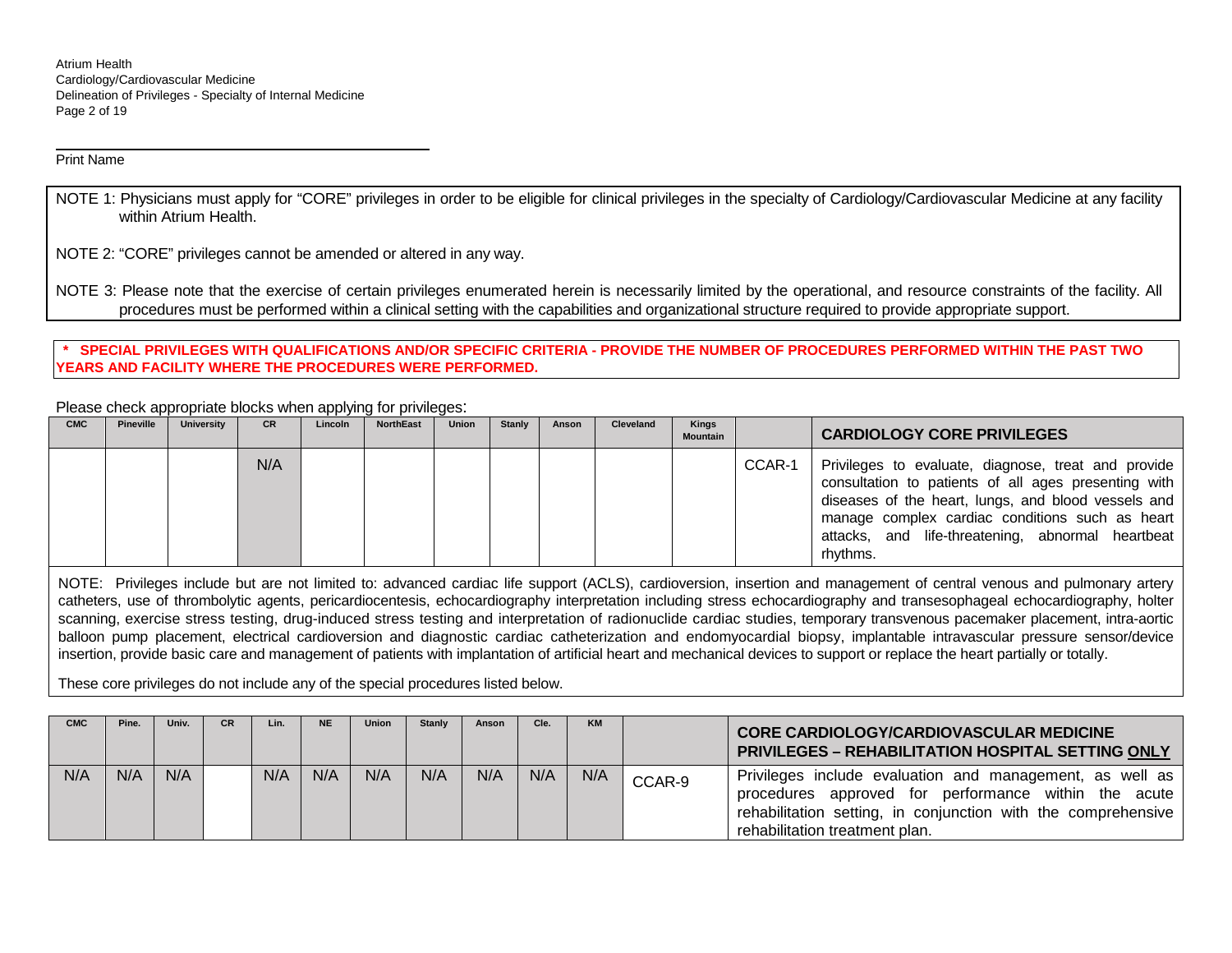Print Name

NOTE 1: Physicians must apply for "CORE" privileges in order to be eligible for clinical privileges in the specialty of Cardiology/Cardiovascular Medicine at any facility within Atrium Health.

NOTE 2: "CORE" privileges cannot be amended or altered in any way.

NOTE 3: Please note that the exercise of certain privileges enumerated herein is necessarily limited by the operational, and resource constraints of the facility. All procedures must be performed within a clinical setting with the capabilities and organizational structure required to provide appropriate support.

**\* SPECIAL PRIVILEGES WITH QUALIFICATIONS AND/OR SPECIFIC CRITERIA - PROVIDE THE NUMBER OF PROCEDURES PERFORMED WITHIN THE PAST TWO YEARS AND FACILITY WHERE THE PROCEDURES WERE PERFORMED.**

Please check appropriate blocks when applying for privileges:

| CMC | Pineville | University | CR | Lincoln | NorthEast | Union | Stanly | Anson | Cleveland | Kings Mountain | | **CARDIOLOGY CORE PRIVILEGES** |
|---|---|---|---|---|---|---|---|---|---|---|---|---|
| | | | N/A | | | | | | | | CCAR-1 | Privileges to evaluate, diagnose, treat and provide consultation to patients of all ages presenting with diseases of the heart, lungs, and blood vessels and manage complex cardiac conditions such as heart attacks, and life-threatening, abnormal heartbeat rhythms. |

NOTE: Privileges include but are not limited to: advanced cardiac life support (ACLS), cardioversion, insertion and management of central venous and pulmonary artery catheters, use of thrombolytic agents, pericardiocentesis, echocardiography interpretation including stress echocardiography and transesophageal echocardiography, holter scanning, exercise stress testing, drug-induced stress testing and interpretation of radionuclide cardiac studies, temporary transvenous pacemaker placement, intra-aortic balloon pump placement, electrical cardioversion and diagnostic cardiac catheterization and endomyocardial biopsy, implantable intravascular pressure sensor/device insertion, provide basic care and management of patients with implantation of artificial heart and mechanical devices to support or replace the heart partially or totally.

These core privileges do not include any of the special procedures listed below.

| CMC | Pine. | Univ. | CR | Lin. | NE | Union | Stanly | Anson | Cle. | KM | | **CORE CARDIOLOGY/CARDIOVASCULAR MEDICINE PRIVILEGES – REHABILITATION HOSPITAL SETTING <u>ONLY</u>** |
|---|---|---|---|---|---|---|---|---|---|---|---|---|
| N/A | N/A | N/A | | N/A | N/A | N/A | N/A | N/A | N/A | N/A | CCAR-9 | Privileges include evaluation and management, as well as procedures approved for performance within the acute rehabilitation setting, in conjunction with the comprehensive rehabilitation treatment plan. |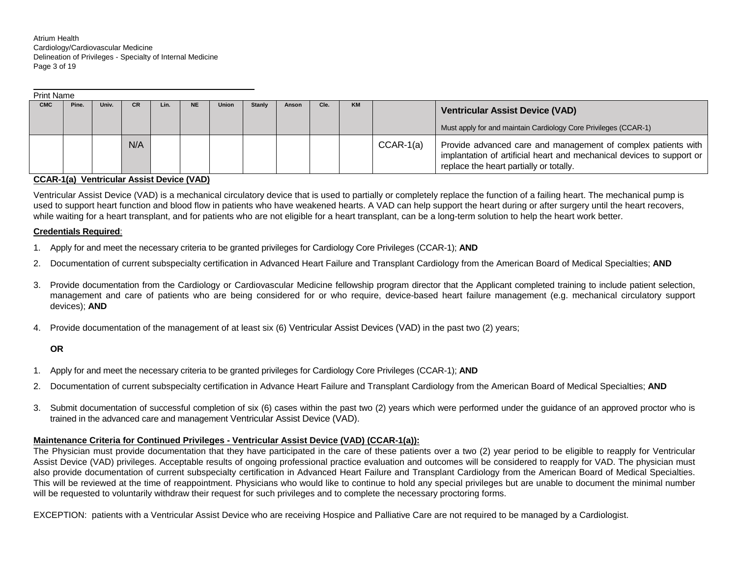Print Name

| CMC | Pine. | Univ. | CR | Lin. | NE | Union | Stanly | Anson | Cle. | KM | | **Ventricular Assist Device (VAD)**<br>Must apply for and maintain Cardiology Core Privileges (CCAR-1) |
|---|---|---|---|---|---|---|---|---|---|---|---|---|
| | | | N/A | | | | | | | | CCAR-1(a) | Provide advanced care and management of complex patients with implantation of artificial heart and mechanical devices to support or replace the heart partially or totally. |

**CCAR-1(a) Ventricular Assist Device (VAD)**

Ventricular Assist Device (VAD) is a mechanical circulatory device that is used to partially or completely replace the function of a failing heart. The mechanical pump is used to support heart function and blood flow in patients who have weakened hearts. A VAD can help support the heart during or after surgery until the heart recovers, while waiting for a heart transplant, and for patients who are not eligible for a heart transplant, can be a long-term solution to help the heart work better.

**Credentials Required**:

1. Apply for and meet the necessary criteria to be granted privileges for Cardiology Core Privileges (CCAR-1); **AND**
2. Documentation of current subspecialty certification in Advanced Heart Failure and Transplant Cardiology from the American Board of Medical Specialties; **AND**
3. Provide documentation from the Cardiology or Cardiovascular Medicine fellowship program director that the Applicant completed training to include patient selection, management and care of patients who are being considered for or who require, device-based heart failure management (e.g. mechanical circulatory support devices); **AND**
4. Provide documentation of the management of at least six (6) Ventricular Assist Devices (VAD) in the past two (2) years;

**OR**

1. Apply for and meet the necessary criteria to be granted privileges for Cardiology Core Privileges (CCAR-1); **AND**
2. Documentation of current subspecialty certification in Advance Heart Failure and Transplant Cardiology from the American Board of Medical Specialties; **AND**
3. Submit documentation of successful completion of six (6) cases within the past two (2) years which were performed under the guidance of an approved proctor who is trained in the advanced care and management Ventricular Assist Device (VAD).

**Maintenance Criteria for Continued Privileges - Ventricular Assist Device (VAD) (CCAR-1(a)):**

The Physician must provide documentation that they have participated in the care of these patients over a two (2) year period to be eligible to reapply for Ventricular Assist Device (VAD) privileges. Acceptable results of ongoing professional practice evaluation and outcomes will be considered to reapply for VAD. The physician must also provide documentation of current subspecialty certification in Advanced Heart Failure and Transplant Cardiology from the American Board of Medical Specialties. This will be reviewed at the time of reappointment. Physicians who would like to continue to hold any special privileges but are unable to document the minimal number will be requested to voluntarily withdraw their request for such privileges and to complete the necessary proctoring forms.

EXCEPTION: patients with a Ventricular Assist Device who are receiving Hospice and Palliative Care are not required to be managed by a Cardiologist.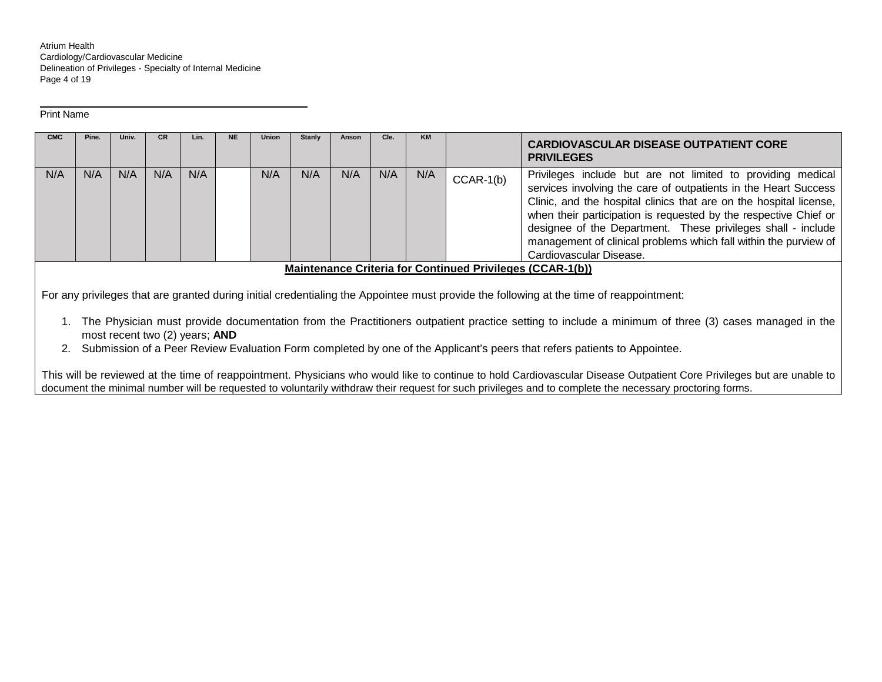Print Name

| CMC | Pine. | Univ. | CR | Lin. | NE | Union | Stanly | Anson | Cle. | KM | | **CARDIOVASCULAR DISEASE OUTPATIENT CORE PRIVILEGES** |
|---|---|---|---|---|---|---|---|---|---|---|---|---|
| N/A | N/A | N/A | N/A | N/A | | N/A | N/A | N/A | N/A | N/A | CCAR-1(b) | Privileges include but are not limited to providing medical services involving the care of outpatients in the Heart Success Clinic, and the hospital clinics that are on the hospital license, when their participation is requested by the respective Chief or designee of the Department. These privileges shall - include management of clinical problems which fall within the purview of Cardiovascular Disease. |

**Maintenance Criteria for Continued Privileges (CCAR-1(b))**

For any privileges that are granted during initial credentialing the Appointee must provide the following at the time of reappointment:

1. The Physician must provide documentation from the Practitioners outpatient practice setting to include a minimum of three (3) cases managed in the most recent two (2) years; **AND**
2. Submission of a Peer Review Evaluation Form completed by one of the Applicant's peers that refers patients to Appointee.

This will be reviewed at the time of reappointment. Physicians who would like to continue to hold Cardiovascular Disease Outpatient Core Privileges but are unable to document the minimal number will be requested to voluntarily withdraw their request for such privileges and to complete the necessary proctoring forms.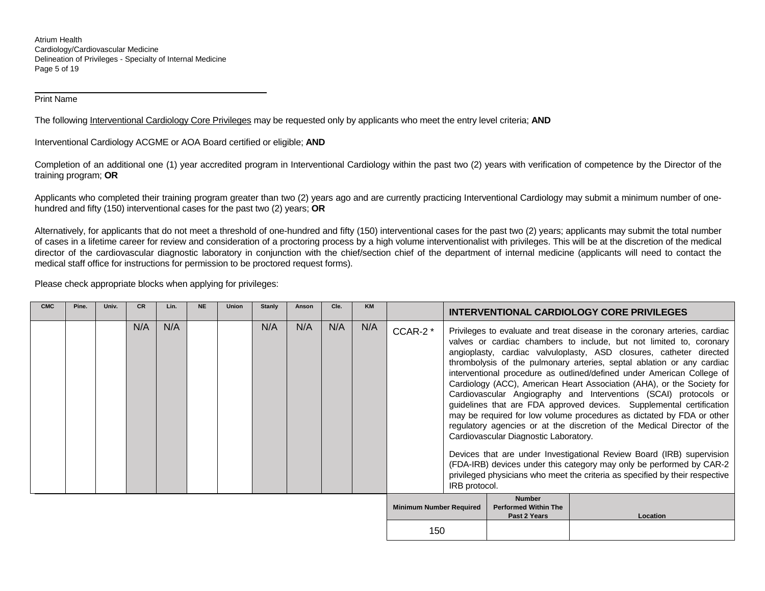Print Name

The following Interventional Cardiology Core Privileges may be requested only by applicants who meet the entry level criteria; **AND**

Interventional Cardiology ACGME or AOA Board certified or eligible; **AND**

Completion of an additional one (1) year accredited program in Interventional Cardiology within the past two (2) years with verification of competence by the Director of the training program; **OR**

Applicants who completed their training program greater than two (2) years ago and are currently practicing Interventional Cardiology may submit a minimum number of one-hundred and fifty (150) interventional cases for the past two (2) years; **OR**

Alternatively, for applicants that do not meet a threshold of one-hundred and fifty (150) interventional cases for the past two (2) years; applicants may submit the total number of cases in a lifetime career for review and consideration of a proctoring process by a high volume interventionalist with privileges. This will be at the discretion of the medical director of the cardiovascular diagnostic laboratory in conjunction with the chief/section chief of the department of internal medicine (applicants will need to contact the medical staff office for instructions for permission to be proctored request forms).

Please check appropriate blocks when applying for privileges:

| CMC | Pine. | Univ. | CR | Lin. | NE | Union | Stanly | Anson | Cle. | KM | | INTERVENTIONAL CARDIOLOGY CORE PRIVILEGES |
|---|---|---|---|---|---|---|---|---|---|---|---|---|
| | | | N/A | N/A | | | N/A | N/A | N/A | N/A | CCAR-2 * | Privileges to evaluate and treat disease in the coronary arteries, cardiac valves or cardiac chambers to include, but not limited to, coronary angioplasty, cardiac valvuloplasty, ASD closures, catheter directed thrombolysis of the pulmonary arteries, septal ablation or any cardiac interventional procedure as outlined/defined under American College of Cardiology (ACC), American Heart Association (AHA), or the Society for Cardiovascular Angiography and Interventions (SCAI) protocols or guidelines that are FDA approved devices. Supplemental certification may be required for low volume procedures as dictated by FDA or other regulatory agencies or at the discretion of the Medical Director of the Cardiovascular Diagnostic Laboratory.<br><br>Devices that are under Investigational Review Board (IRB) supervision (FDA-IRB) devices under this category may only be performed by CAR-2 privileged physicians who meet the criteria as specified by their respective IRB protocol. |

| Minimum Number Required | Number Performed Within The Past 2 Years | Location |
|---|---|---|
| 150 | | |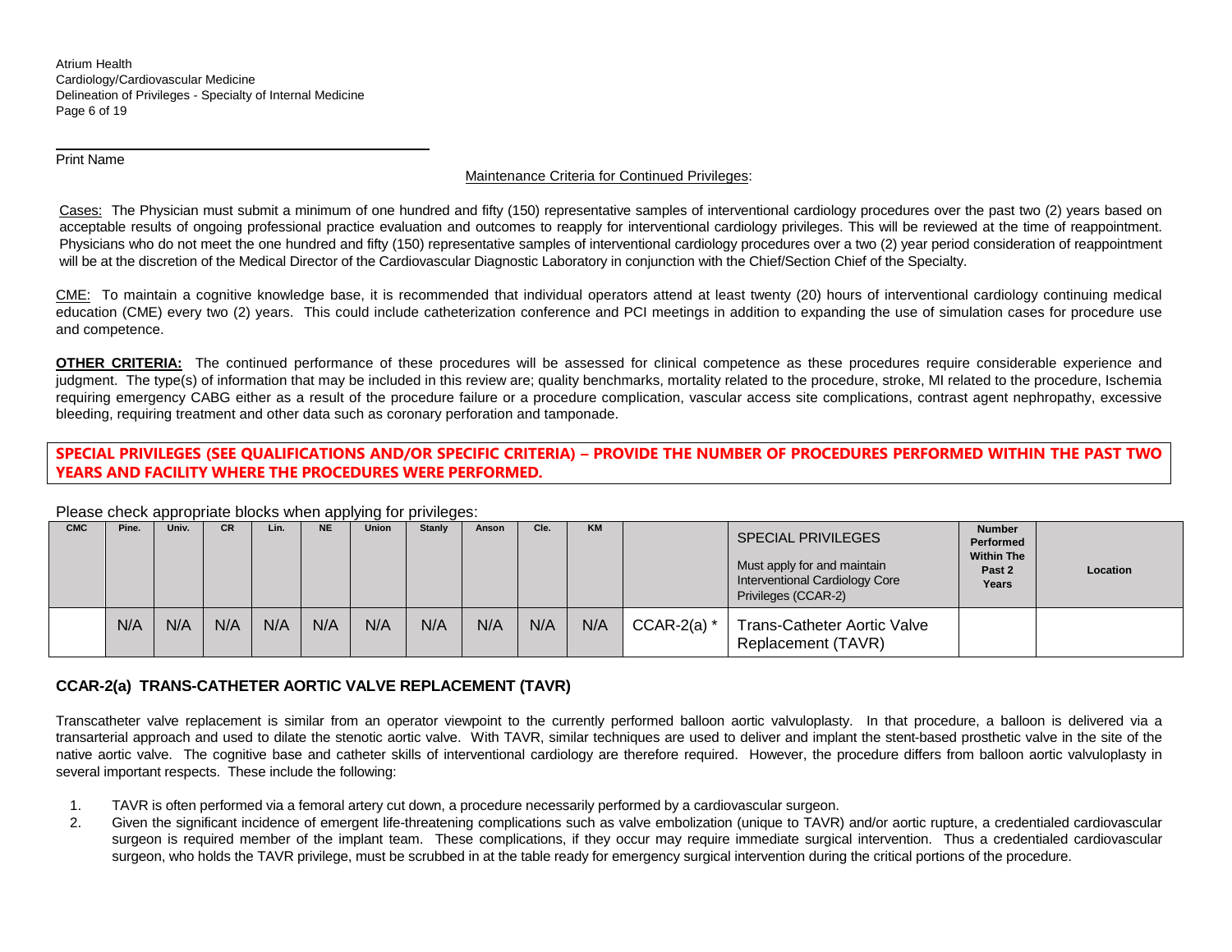Print Name

Maintenance Criteria for Continued Privileges:

Cases: The Physician must submit a minimum of one hundred and fifty (150) representative samples of interventional cardiology procedures over the past two (2) years based on acceptable results of ongoing professional practice evaluation and outcomes to reapply for interventional cardiology privileges. This will be reviewed at the time of reappointment. Physicians who do not meet the one hundred and fifty (150) representative samples of interventional cardiology procedures over a two (2) year period consideration of reappointment will be at the discretion of the Medical Director of the Cardiovascular Diagnostic Laboratory in conjunction with the Chief/Section Chief of the Specialty.

CME: To maintain a cognitive knowledge base, it is recommended that individual operators attend at least twenty (20) hours of interventional cardiology continuing medical education (CME) every two (2) years. This could include catheterization conference and PCI meetings in addition to expanding the use of simulation cases for procedure use and competence.

**OTHER CRITERIA:** The continued performance of these procedures will be assessed for clinical competence as these procedures require considerable experience and judgment. The type(s) of information that may be included in this review are; quality benchmarks, mortality related to the procedure, stroke, MI related to the procedure, Ischemia requiring emergency CABG either as a result of the procedure failure or a procedure complication, vascular access site complications, contrast agent nephropathy, excessive bleeding, requiring treatment and other data such as coronary perforation and tamponade.

**SPECIAL PRIVILEGES (SEE QUALIFICATIONS AND/OR SPECIFIC CRITERIA) – PROVIDE THE NUMBER OF PROCEDURES PERFORMED WITHIN THE PAST TWO YEARS AND FACILITY WHERE THE PROCEDURES WERE PERFORMED.**

Please check appropriate blocks when applying for privileges:

| CMC | Pine. | Univ. | CR | Lin. | NE | Union | Stanly | Anson | Cle. | KM | | SPECIAL PRIVILEGES<br>Must apply for and maintain Interventional Cardiology Core Privileges (CCAR-2) | Number Performed Within The Past 2 Years | Location |
|---|---|---|---|---|---|---|---|---|---|---|---|---|---|---|
| | N/A | N/A | N/A | N/A | N/A | N/A | N/A | N/A | N/A | N/A | CCAR-2(a) * | Trans-Catheter Aortic Valve Replacement (TAVR) | | |

### CCAR-2(a) TRANS-CATHETER AORTIC VALVE REPLACEMENT (TAVR)

Transcatheter valve replacement is similar from an operator viewpoint to the currently performed balloon aortic valvuloplasty. In that procedure, a balloon is delivered via a transarterial approach and used to dilate the stenotic aortic valve. With TAVR, similar techniques are used to deliver and implant the stent-based prosthetic valve in the site of the native aortic valve. The cognitive base and catheter skills of interventional cardiology are therefore required. However, the procedure differs from balloon aortic valvuloplasty in several important respects. These include the following:

1. TAVR is often performed via a femoral artery cut down, a procedure necessarily performed by a cardiovascular surgeon.
2. Given the significant incidence of emergent life-threatening complications such as valve embolization (unique to TAVR) and/or aortic rupture, a credentialed cardiovascular surgeon is required member of the implant team. These complications, if they occur may require immediate surgical intervention. Thus a credentialed cardiovascular surgeon, who holds the TAVR privilege, must be scrubbed in at the table ready for emergency surgical intervention during the critical portions of the procedure.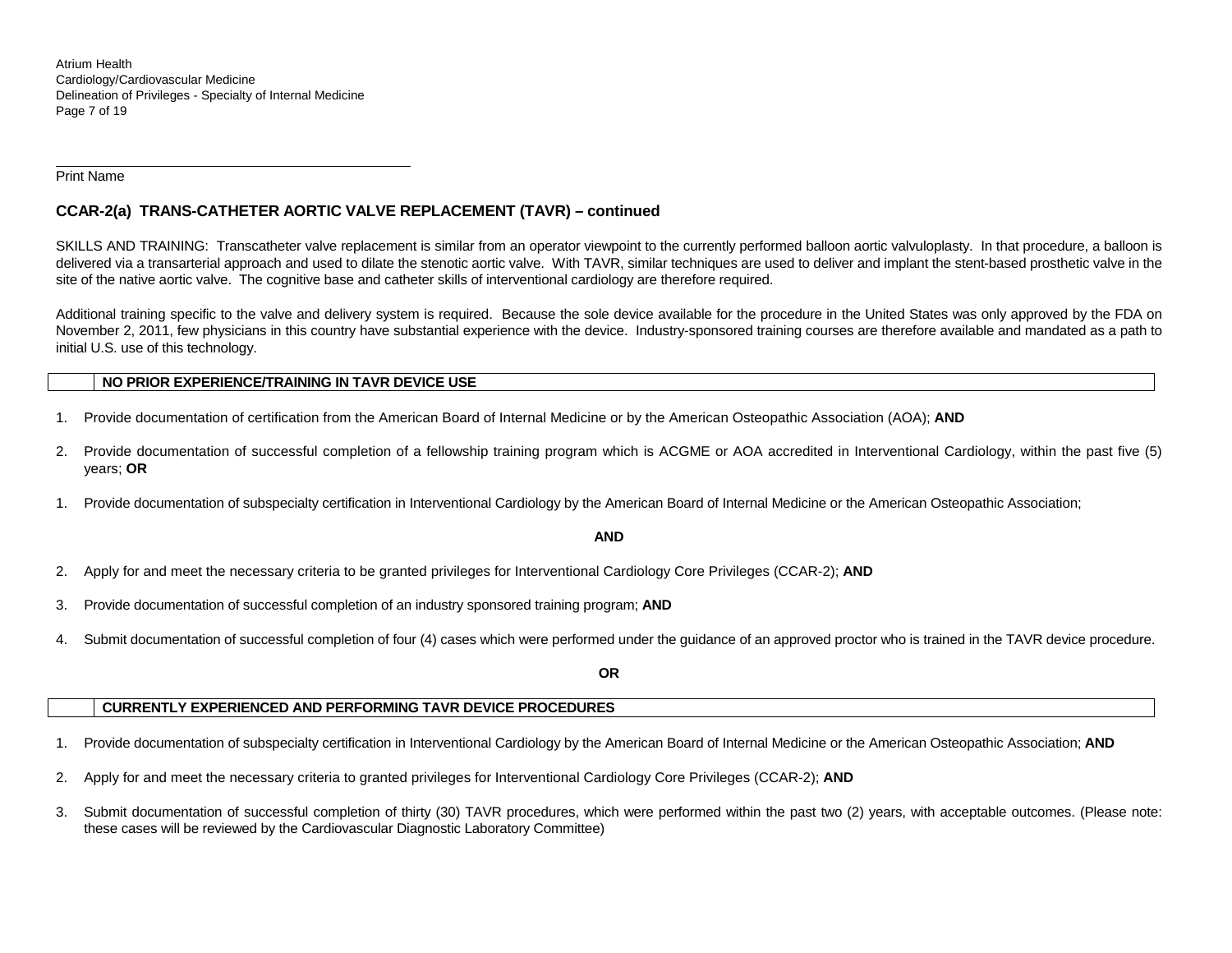Print Name

## CCAR-2(a) TRANS-CATHETER AORTIC VALVE REPLACEMENT (TAVR) – continued

SKILLS AND TRAINING: Transcatheter valve replacement is similar from an operator viewpoint to the currently performed balloon aortic valvuloplasty. In that procedure, a balloon is delivered via a transarterial approach and used to dilate the stenotic aortic valve. With TAVR, similar techniques are used to deliver and implant the stent-based prosthetic valve in the site of the native aortic valve. The cognitive base and catheter skills of interventional cardiology are therefore required.

Additional training specific to the valve and delivery system is required. Because the sole device available for the procedure in the United States was only approved by the FDA on November 2, 2011, few physicians in this country have substantial experience with the device. Industry-sponsored training courses are therefore available and mandated as a path to initial U.S. use of this technology.

| | **NO PRIOR EXPERIENCE/TRAINING IN TAVR DEVICE USE** |
|---|---|

1. Provide documentation of certification from the American Board of Internal Medicine or by the American Osteopathic Association (AOA); **AND**
2. Provide documentation of successful completion of a fellowship training program which is ACGME or AOA accredited in Interventional Cardiology, within the past five (5) years; **OR**

1. Provide documentation of subspecialty certification in Interventional Cardiology by the American Board of Internal Medicine or the American Osteopathic Association;

**AND**

2. Apply for and meet the necessary criteria to be granted privileges for Interventional Cardiology Core Privileges (CCAR-2); **AND**
3. Provide documentation of successful completion of an industry sponsored training program; **AND**
4. Submit documentation of successful completion of four (4) cases which were performed under the guidance of an approved proctor who is trained in the TAVR device procedure.

**OR**

| | **CURRENTLY EXPERIENCED AND PERFORMING TAVR DEVICE PROCEDURES** |
|---|---|

1. Provide documentation of subspecialty certification in Interventional Cardiology by the American Board of Internal Medicine or the American Osteopathic Association; **AND**
2. Apply for and meet the necessary criteria to granted privileges for Interventional Cardiology Core Privileges (CCAR-2); **AND**
3. Submit documentation of successful completion of thirty (30) TAVR procedures, which were performed within the past two (2) years, with acceptable outcomes. (Please note: these cases will be reviewed by the Cardiovascular Diagnostic Laboratory Committee)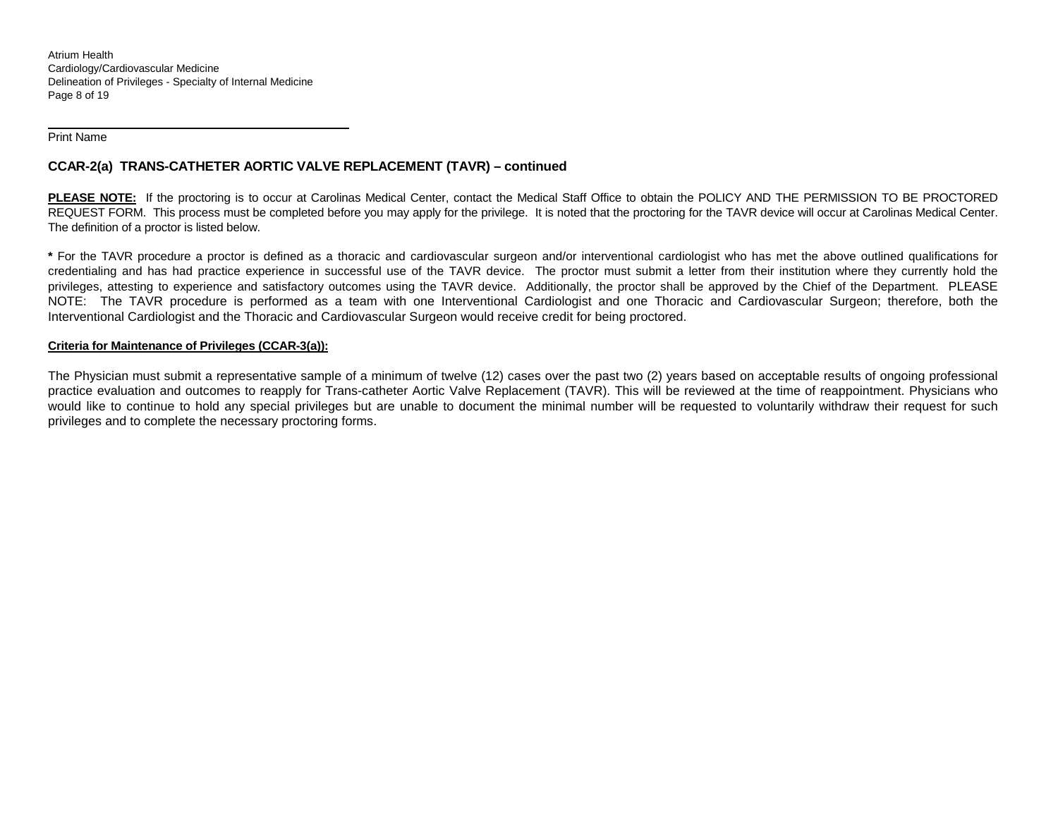______________________________________

Print Name

## CCAR-2(a) TRANS-CATHETER AORTIC VALVE REPLACEMENT (TAVR) – continued

**PLEASE NOTE:** If the proctoring is to occur at Carolinas Medical Center, contact the Medical Staff Office to obtain the POLICY AND THE PERMISSION TO BE PROCTORED REQUEST FORM. This process must be completed before you may apply for the privilege. It is noted that the proctoring for the TAVR device will occur at Carolinas Medical Center. The definition of a proctor is listed below.

**\*** For the TAVR procedure a proctor is defined as a thoracic and cardiovascular surgeon and/or interventional cardiologist who has met the above outlined qualifications for credentialing and has had practice experience in successful use of the TAVR device. The proctor must submit a letter from their institution where they currently hold the privileges, attesting to experience and satisfactory outcomes using the TAVR device. Additionally, the proctor shall be approved by the Chief of the Department. PLEASE NOTE: The TAVR procedure is performed as a team with one Interventional Cardiologist and one Thoracic and Cardiovascular Surgeon; therefore, both the Interventional Cardiologist and the Thoracic and Cardiovascular Surgeon would receive credit for being proctored.

**Criteria for Maintenance of Privileges (CCAR-3(a)):**

The Physician must submit a representative sample of a minimum of twelve (12) cases over the past two (2) years based on acceptable results of ongoing professional practice evaluation and outcomes to reapply for Trans-catheter Aortic Valve Replacement (TAVR). This will be reviewed at the time of reappointment. Physicians who would like to continue to hold any special privileges but are unable to document the minimal number will be requested to voluntarily withdraw their request for such privileges and to complete the necessary proctoring forms.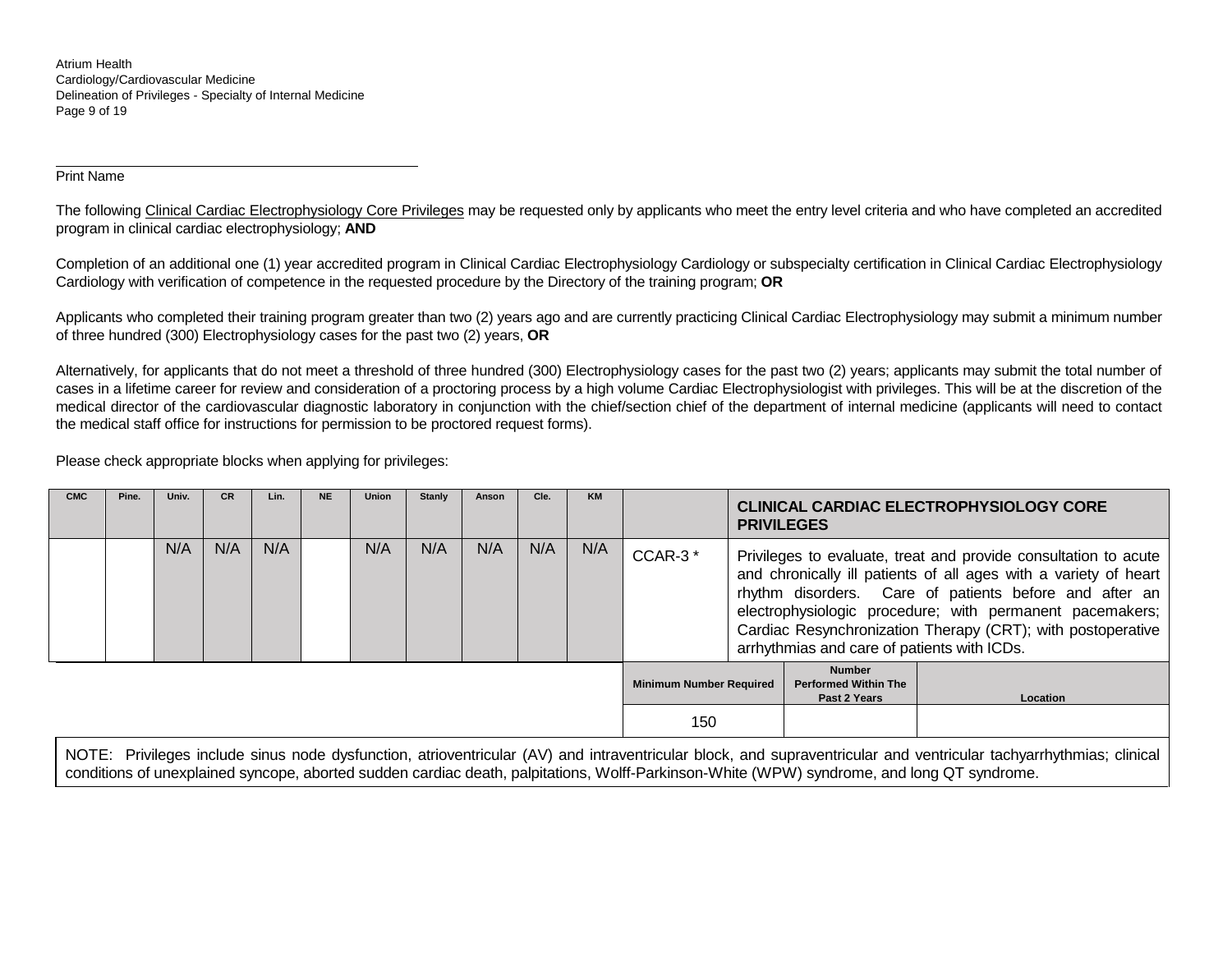Print Name

The following Clinical Cardiac Electrophysiology Core Privileges may be requested only by applicants who meet the entry level criteria and who have completed an accredited program in clinical cardiac electrophysiology; **AND**

Completion of an additional one (1) year accredited program in Clinical Cardiac Electrophysiology Cardiology or subspecialty certification in Clinical Cardiac Electrophysiology Cardiology with verification of competence in the requested procedure by the Directory of the training program; **OR**

Applicants who completed their training program greater than two (2) years ago and are currently practicing Clinical Cardiac Electrophysiology may submit a minimum number of three hundred (300) Electrophysiology cases for the past two (2) years, **OR**

Alternatively, for applicants that do not meet a threshold of three hundred (300) Electrophysiology cases for the past two (2) years; applicants may submit the total number of cases in a lifetime career for review and consideration of a proctoring process by a high volume Cardiac Electrophysiologist with privileges. This will be at the discretion of the medical director of the cardiovascular diagnostic laboratory in conjunction with the chief/section chief of the department of internal medicine (applicants will need to contact the medical staff office for instructions for permission to be proctored request forms).

Please check appropriate blocks when applying for privileges:

| CMC | Pine. | Univ. | CR | Lin. | NE | Union | Stanly | Anson | Cle. | KM | | **CLINICAL CARDIAC ELECTROPHYSIOLOGY CORE PRIVILEGES** |
|---|---|---|---|---|---|---|---|---|---|---|---|---|
| | | N/A | N/A | N/A | | N/A | N/A | N/A | N/A | N/A | CCAR-3 * | Privileges to evaluate, treat and provide consultation to acute and chronically ill patients of all ages with a variety of heart rhythm disorders. Care of patients before and after an electrophysiologic procedure; with permanent pacemakers; Cardiac Resynchronization Therapy (CRT); with postoperative arrhythmias and care of patients with ICDs. |

| Minimum Number Required | Number Performed Within The Past 2 Years | Location |
|---|---|---|
| 150 | | |

NOTE: Privileges include sinus node dysfunction, atrioventricular (AV) and intraventricular block, and supraventricular and ventricular tachyarrhythmias; clinical conditions of unexplained syncope, aborted sudden cardiac death, palpitations, Wolff-Parkinson-White (WPW) syndrome, and long QT syndrome.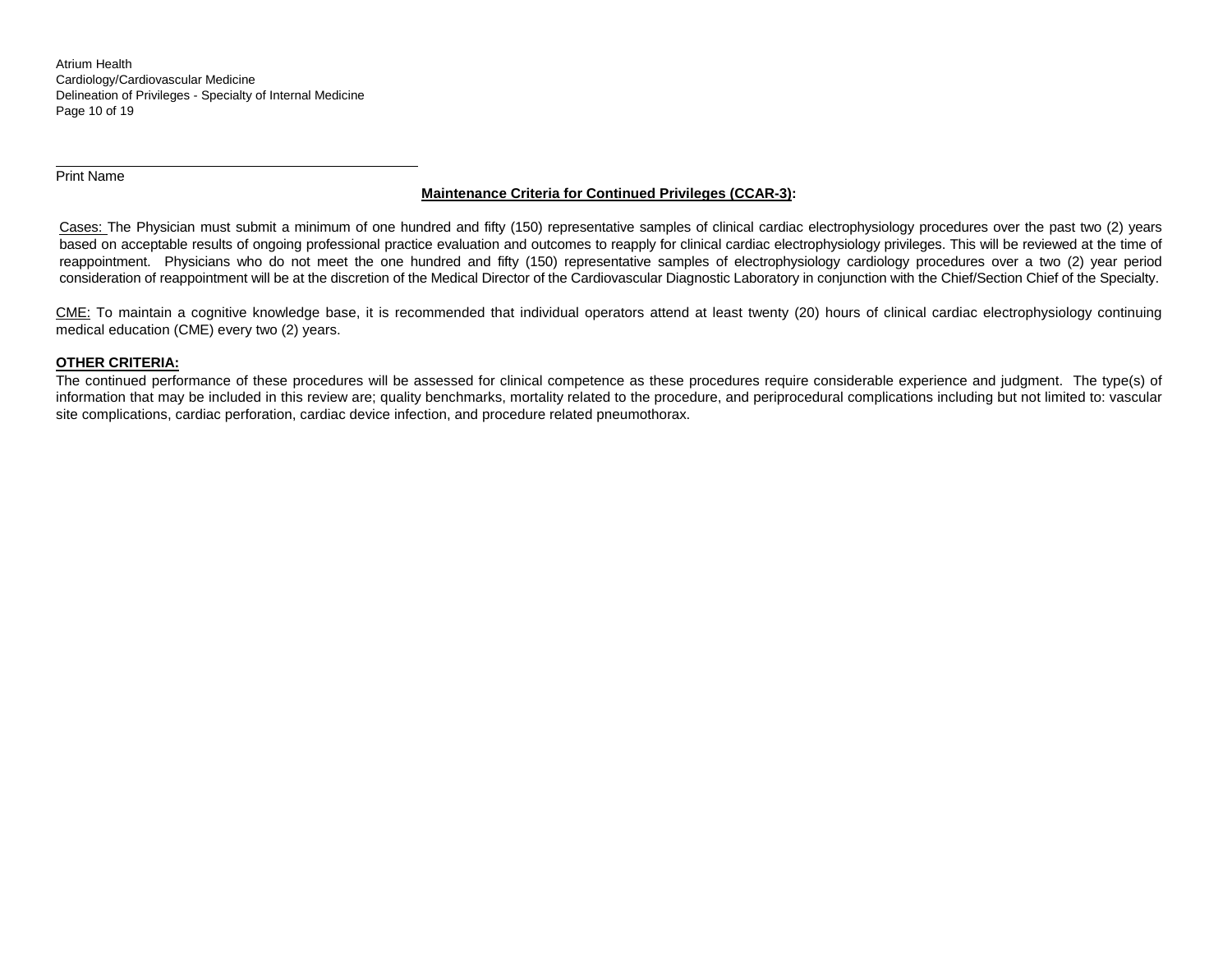Print Name

**Maintenance Criteria for Continued Privileges (CCAR-3):**

Cases: The Physician must submit a minimum of one hundred and fifty (150) representative samples of clinical cardiac electrophysiology procedures over the past two (2) years based on acceptable results of ongoing professional practice evaluation and outcomes to reapply for clinical cardiac electrophysiology privileges. This will be reviewed at the time of reappointment. Physicians who do not meet the one hundred and fifty (150) representative samples of electrophysiology cardiology procedures over a two (2) year period consideration of reappointment will be at the discretion of the Medical Director of the Cardiovascular Diagnostic Laboratory in conjunction with the Chief/Section Chief of the Specialty.

CME: To maintain a cognitive knowledge base, it is recommended that individual operators attend at least twenty (20) hours of clinical cardiac electrophysiology continuing medical education (CME) every two (2) years.

**OTHER CRITERIA:**

The continued performance of these procedures will be assessed for clinical competence as these procedures require considerable experience and judgment. The type(s) of information that may be included in this review are; quality benchmarks, mortality related to the procedure, and periprocedural complications including but not limited to: vascular site complications, cardiac perforation, cardiac device infection, and procedure related pneumothorax.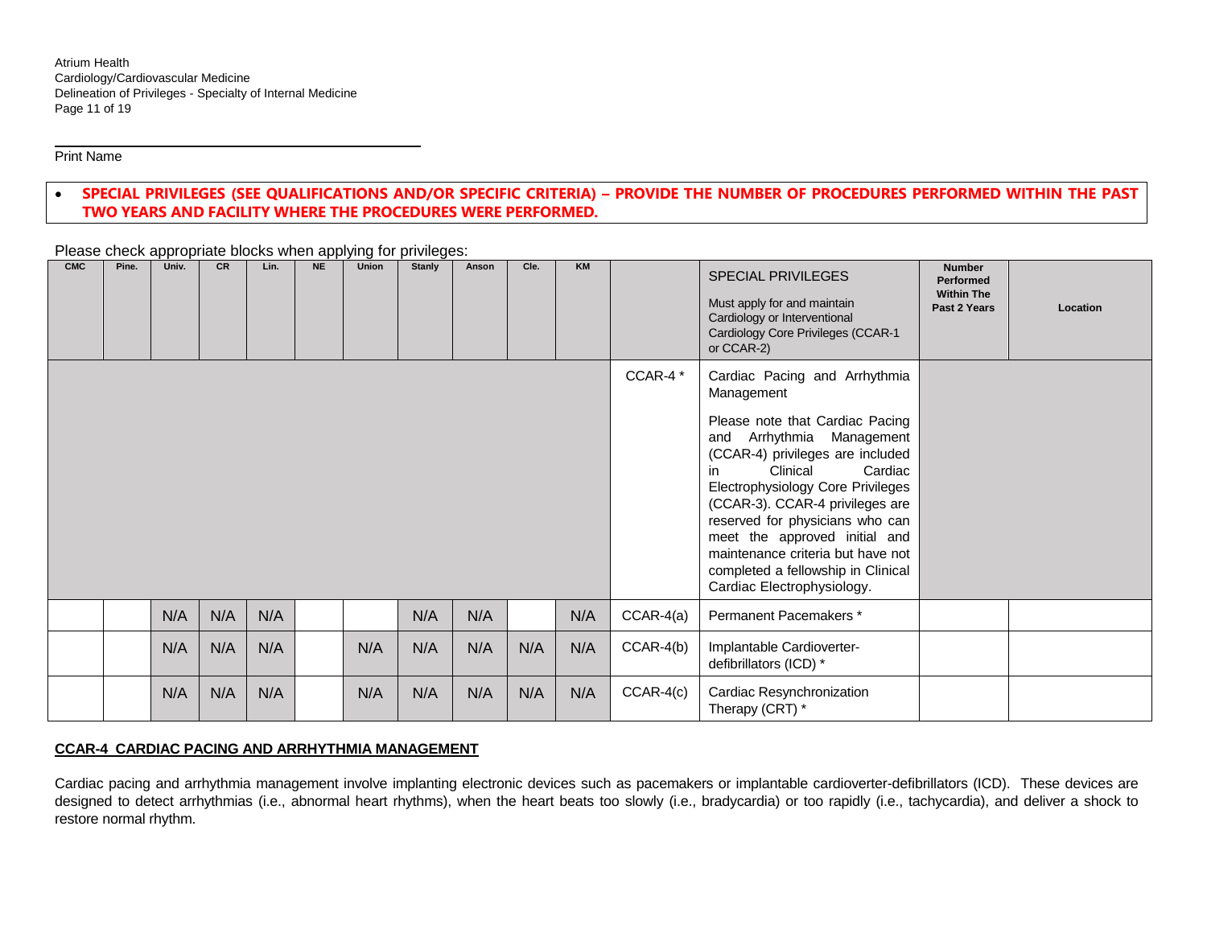Print Name

- **SPECIAL PRIVILEGES (SEE QUALIFICATIONS AND/OR SPECIFIC CRITERIA) – PROVIDE THE NUMBER OF PROCEDURES PERFORMED WITHIN THE PAST TWO YEARS AND FACILITY WHERE THE PROCEDURES WERE PERFORMED.**

Please check appropriate blocks when applying for privileges:

| CMC | Pine. | Univ. | CR | Lin. | NE | Union | Stanly | Anson | Cle. | KM | | SPECIAL PRIVILEGES<br>Must apply for and maintain Cardiology or Interventional Cardiology Core Privileges (CCAR-1 or CCAR-2) | Number Performed Within The Past 2 Years | Location |
|---|---|---|---|---|---|---|---|---|---|---|---|---|---|---|
| | | | | | | | | | | | CCAR-4 * | Cardiac Pacing and Arrhythmia Management<br>Please note that Cardiac Pacing and Arrhythmia Management (CCAR-4) privileges are included in Clinical Cardiac Electrophysiology Core Privileges (CCAR-3). CCAR-4 privileges are reserved for physicians who can meet the approved initial and maintenance criteria but have not completed a fellowship in Clinical Cardiac Electrophysiology. | | |
| | | N/A | N/A | N/A | | | N/A | N/A | | N/A | CCAR-4(a) | Permanent Pacemakers * | | |
| | | N/A | N/A | N/A | | N/A | N/A | N/A | N/A | N/A | CCAR-4(b) | Implantable Cardioverter-defibrillators (ICD) * | | |
| | | N/A | N/A | N/A | | N/A | N/A | N/A | N/A | N/A | CCAR-4(c) | Cardiac Resynchronization Therapy (CRT) * | | |

**CCAR-4 CARDIAC PACING AND ARRHYTHMIA MANAGEMENT**

Cardiac pacing and arrhythmia management involve implanting electronic devices such as pacemakers or implantable cardioverter-defibrillators (ICD). These devices are designed to detect arrhythmias (i.e., abnormal heart rhythms), when the heart beats too slowly (i.e., bradycardia) or too rapidly (i.e., tachycardia), and deliver a shock to restore normal rhythm.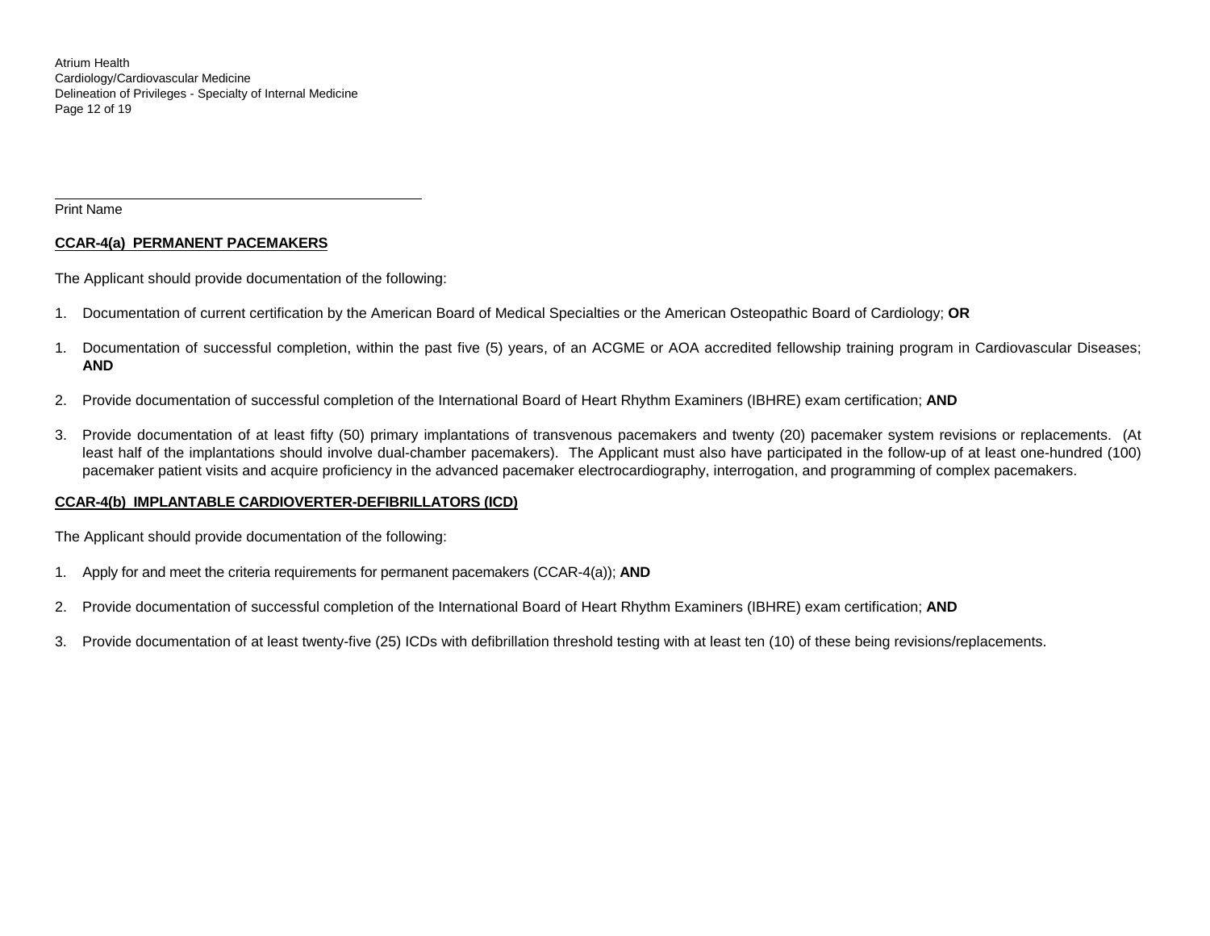_______________________________________________

Print Name

**CCAR-4(a) PERMANENT PACEMAKERS**

The Applicant should provide documentation of the following:

1. Documentation of current certification by the American Board of Medical Specialties or the American Osteopathic Board of Cardiology; **OR**

1. Documentation of successful completion, within the past five (5) years, of an ACGME or AOA accredited fellowship training program in Cardiovascular Diseases; **AND**

2. Provide documentation of successful completion of the International Board of Heart Rhythm Examiners (IBHRE) exam certification; **AND**

3. Provide documentation of at least fifty (50) primary implantations of transvenous pacemakers and twenty (20) pacemaker system revisions or replacements. (At least half of the implantations should involve dual-chamber pacemakers). The Applicant must also have participated in the follow-up of at least one-hundred (100) pacemaker patient visits and acquire proficiency in the advanced pacemaker electrocardiography, interrogation, and programming of complex pacemakers.

**CCAR-4(b) IMPLANTABLE CARDIOVERTER-DEFIBRILLATORS (ICD)**

The Applicant should provide documentation of the following:

1. Apply for and meet the criteria requirements for permanent pacemakers (CCAR-4(a)); **AND**

2. Provide documentation of successful completion of the International Board of Heart Rhythm Examiners (IBHRE) exam certification; **AND**

3. Provide documentation of at least twenty-five (25) ICDs with defibrillation threshold testing with at least ten (10) of these being revisions/replacements.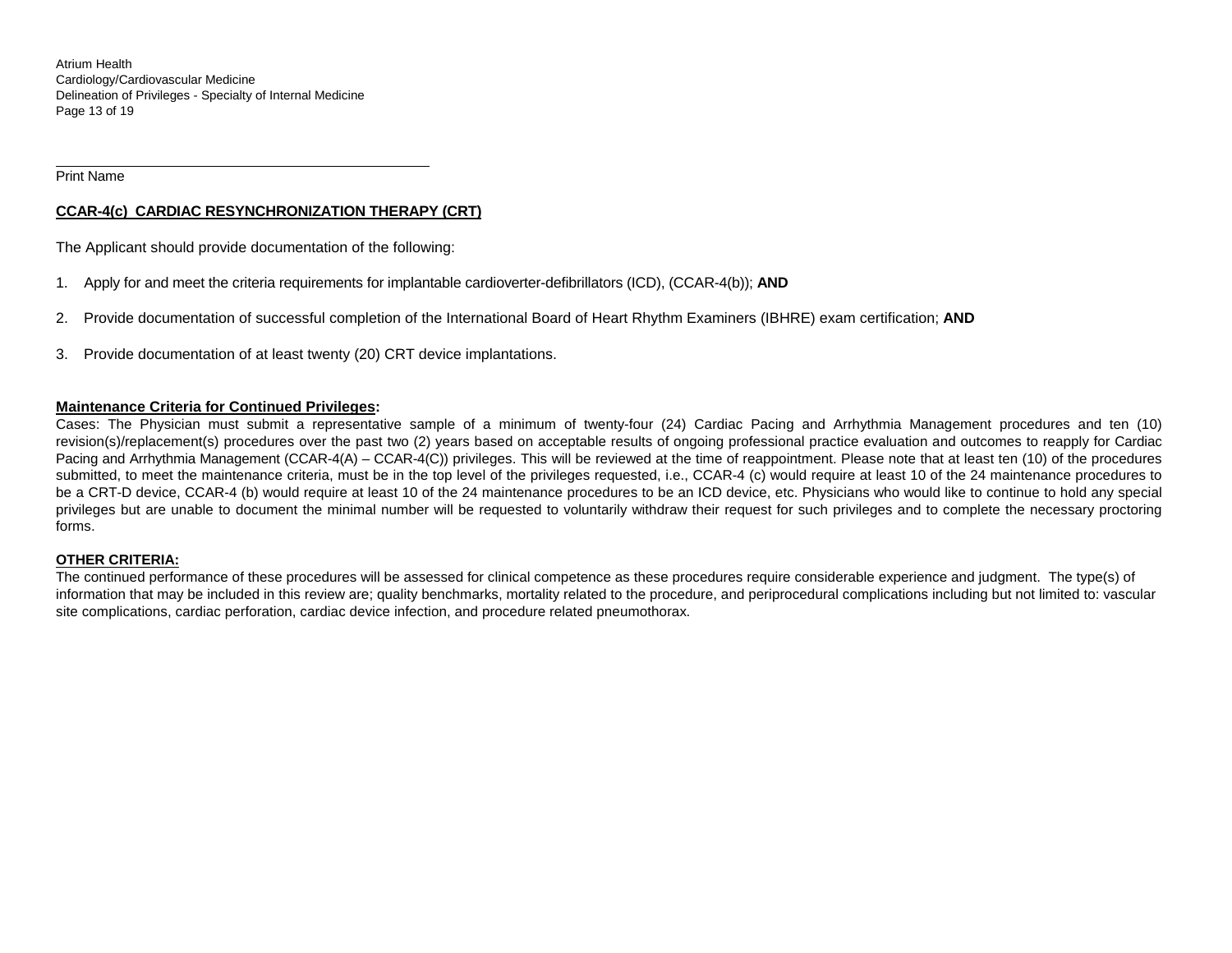\_\_\_\_\_\_\_\_\_\_\_\_\_\_\_\_\_\_\_\_\_\_\_\_\_\_\_\_\_\_\_\_\_\_\_\_\_\_\_\_\_\_\_\_\_\_\_\_

Print Name

**CCAR-4(c) CARDIAC RESYNCHRONIZATION THERAPY (CRT)**

The Applicant should provide documentation of the following:

1. Apply for and meet the criteria requirements for implantable cardioverter-defibrillators (ICD), (CCAR-4(b)); **AND**

2. Provide documentation of successful completion of the International Board of Heart Rhythm Examiners (IBHRE) exam certification; **AND**

3. Provide documentation of at least twenty (20) CRT device implantations.

**Maintenance Criteria for Continued Privileges:**

Cases: The Physician must submit a representative sample of a minimum of twenty-four (24) Cardiac Pacing and Arrhythmia Management procedures and ten (10) revision(s)/replacement(s) procedures over the past two (2) years based on acceptable results of ongoing professional practice evaluation and outcomes to reapply for Cardiac Pacing and Arrhythmia Management (CCAR-4(A) – CCAR-4(C)) privileges. This will be reviewed at the time of reappointment. Please note that at least ten (10) of the procedures submitted, to meet the maintenance criteria, must be in the top level of the privileges requested, i.e., CCAR-4 (c) would require at least 10 of the 24 maintenance procedures to be a CRT-D device, CCAR-4 (b) would require at least 10 of the 24 maintenance procedures to be an ICD device, etc. Physicians who would like to continue to hold any special privileges but are unable to document the minimal number will be requested to voluntarily withdraw their request for such privileges and to complete the necessary proctoring forms.

**OTHER CRITERIA:**

The continued performance of these procedures will be assessed for clinical competence as these procedures require considerable experience and judgment. The type(s) of information that may be included in this review are; quality benchmarks, mortality related to the procedure, and periprocedural complications including but not limited to: vascular site complications, cardiac perforation, cardiac device infection, and procedure related pneumothorax.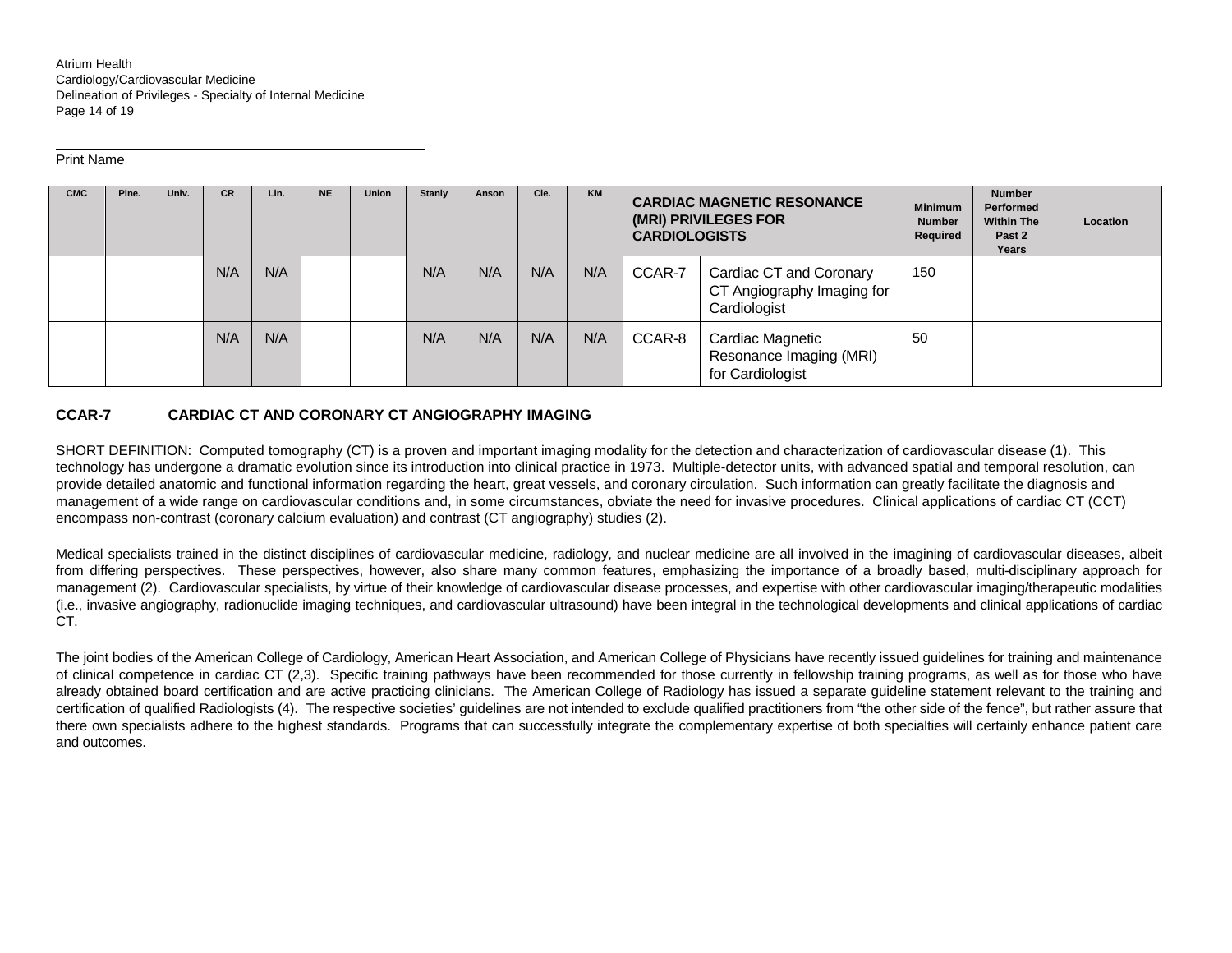Print Name

| CMC | Pine. | Univ. | CR | Lin. | NE | Union | Stanly | Anson | Cle. | KM | CARDIAC MAGNETIC RESONANCE (MRI) PRIVILEGES FOR CARDIOLOGISTS | | Minimum Number Required | Number Performed Within The Past 2 Years | Location |
|---|---|---|---|---|---|---|---|---|---|---|---|---|---|---|---|
| | | | N/A | N/A | | | N/A | N/A | N/A | N/A | CCAR-7 | Cardiac CT and Coronary CT Angiography Imaging for Cardiologist | 150 | | |
| | | | N/A | N/A | | | N/A | N/A | N/A | N/A | CCAR-8 | Cardiac Magnetic Resonance Imaging (MRI) for Cardiologist | 50 | | |

**CCAR-7 CARDIAC CT AND CORONARY CT ANGIOGRAPHY IMAGING**

SHORT DEFINITION: Computed tomography (CT) is a proven and important imaging modality for the detection and characterization of cardiovascular disease (1). This technology has undergone a dramatic evolution since its introduction into clinical practice in 1973. Multiple-detector units, with advanced spatial and temporal resolution, can provide detailed anatomic and functional information regarding the heart, great vessels, and coronary circulation. Such information can greatly facilitate the diagnosis and management of a wide range on cardiovascular conditions and, in some circumstances, obviate the need for invasive procedures. Clinical applications of cardiac CT (CCT) encompass non-contrast (coronary calcium evaluation) and contrast (CT angiography) studies (2).

Medical specialists trained in the distinct disciplines of cardiovascular medicine, radiology, and nuclear medicine are all involved in the imagining of cardiovascular diseases, albeit from differing perspectives. These perspectives, however, also share many common features, emphasizing the importance of a broadly based, multi-disciplinary approach for management (2). Cardiovascular specialists, by virtue of their knowledge of cardiovascular disease processes, and expertise with other cardiovascular imaging/therapeutic modalities (i.e., invasive angiography, radionuclide imaging techniques, and cardiovascular ultrasound) have been integral in the technological developments and clinical applications of cardiac CT.

The joint bodies of the American College of Cardiology, American Heart Association, and American College of Physicians have recently issued guidelines for training and maintenance of clinical competence in cardiac CT (2,3). Specific training pathways have been recommended for those currently in fellowship training programs, as well as for those who have already obtained board certification and are active practicing clinicians. The American College of Radiology has issued a separate guideline statement relevant to the training and certification of qualified Radiologists (4). The respective societies' guidelines are not intended to exclude qualified practitioners from "the other side of the fence", but rather assure that there own specialists adhere to the highest standards. Programs that can successfully integrate the complementary expertise of both specialties will certainly enhance patient care and outcomes.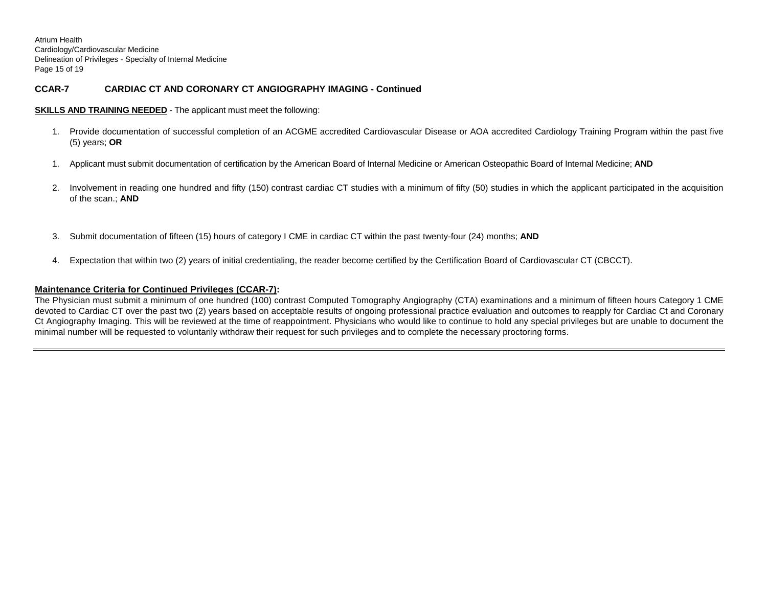## CCAR-7 CARDIAC CT AND CORONARY CT ANGIOGRAPHY IMAGING - Continued

**SKILLS AND TRAINING NEEDED** - The applicant must meet the following:

1. Provide documentation of successful completion of an ACGME accredited Cardiovascular Disease or AOA accredited Cardiology Training Program within the past five (5) years; **OR**

1. Applicant must submit documentation of certification by the American Board of Internal Medicine or American Osteopathic Board of Internal Medicine; **AND**

2. Involvement in reading one hundred and fifty (150) contrast cardiac CT studies with a minimum of fifty (50) studies in which the applicant participated in the acquisition of the scan.; **AND**

3. Submit documentation of fifteen (15) hours of category I CME in cardiac CT within the past twenty-four (24) months; **AND**

4. Expectation that within two (2) years of initial credentialing, the reader become certified by the Certification Board of Cardiovascular CT (CBCCT).

**Maintenance Criteria for Continued Privileges (CCAR-7):**

The Physician must submit a minimum of one hundred (100) contrast Computed Tomography Angiography (CTA) examinations and a minimum of fifteen hours Category 1 CME devoted to Cardiac CT over the past two (2) years based on acceptable results of ongoing professional practice evaluation and outcomes to reapply for Cardiac Ct and Coronary Ct Angiography Imaging. This will be reviewed at the time of reappointment. Physicians who would like to continue to hold any special privileges but are unable to document the minimal number will be requested to voluntarily withdraw their request for such privileges and to complete the necessary proctoring forms.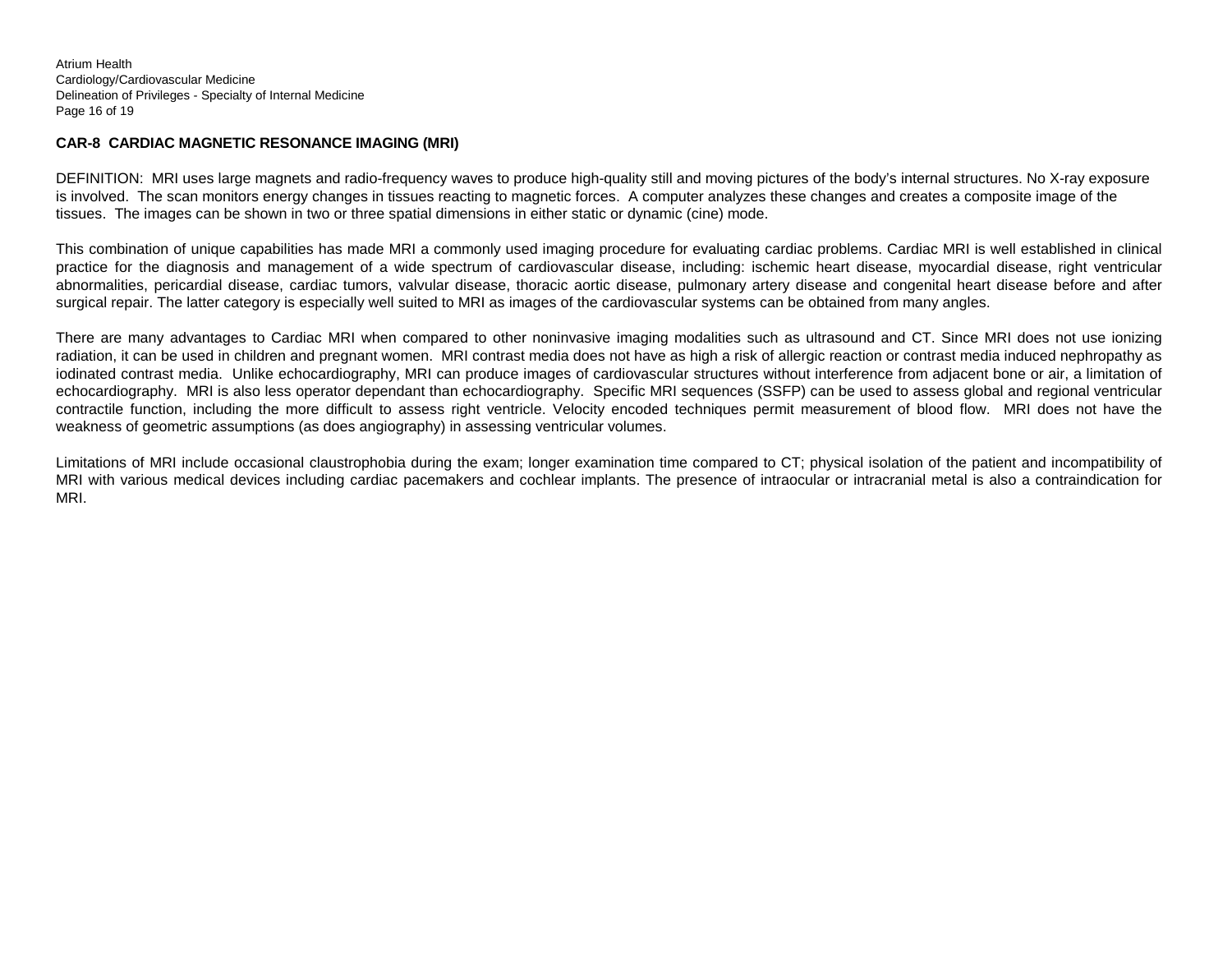**CAR-8 CARDIAC MAGNETIC RESONANCE IMAGING (MRI)**

DEFINITION: MRI uses large magnets and radio-frequency waves to produce high-quality still and moving pictures of the body's internal structures. No X-ray exposure is involved. The scan monitors energy changes in tissues reacting to magnetic forces. A computer analyzes these changes and creates a composite image of the tissues. The images can be shown in two or three spatial dimensions in either static or dynamic (cine) mode.

This combination of unique capabilities has made MRI a commonly used imaging procedure for evaluating cardiac problems. Cardiac MRI is well established in clinical practice for the diagnosis and management of a wide spectrum of cardiovascular disease, including: ischemic heart disease, myocardial disease, right ventricular abnormalities, pericardial disease, cardiac tumors, valvular disease, thoracic aortic disease, pulmonary artery disease and congenital heart disease before and after surgical repair. The latter category is especially well suited to MRI as images of the cardiovascular systems can be obtained from many angles.

There are many advantages to Cardiac MRI when compared to other noninvasive imaging modalities such as ultrasound and CT. Since MRI does not use ionizing radiation, it can be used in children and pregnant women. MRI contrast media does not have as high a risk of allergic reaction or contrast media induced nephropathy as iodinated contrast media. Unlike echocardiography, MRI can produce images of cardiovascular structures without interference from adjacent bone or air, a limitation of echocardiography. MRI is also less operator dependant than echocardiography. Specific MRI sequences (SSFP) can be used to assess global and regional ventricular contractile function, including the more difficult to assess right ventricle. Velocity encoded techniques permit measurement of blood flow. MRI does not have the weakness of geometric assumptions (as does angiography) in assessing ventricular volumes.

Limitations of MRI include occasional claustrophobia during the exam; longer examination time compared to CT; physical isolation of the patient and incompatibility of MRI with various medical devices including cardiac pacemakers and cochlear implants. The presence of intraocular or intracranial metal is also a contraindication for MRI.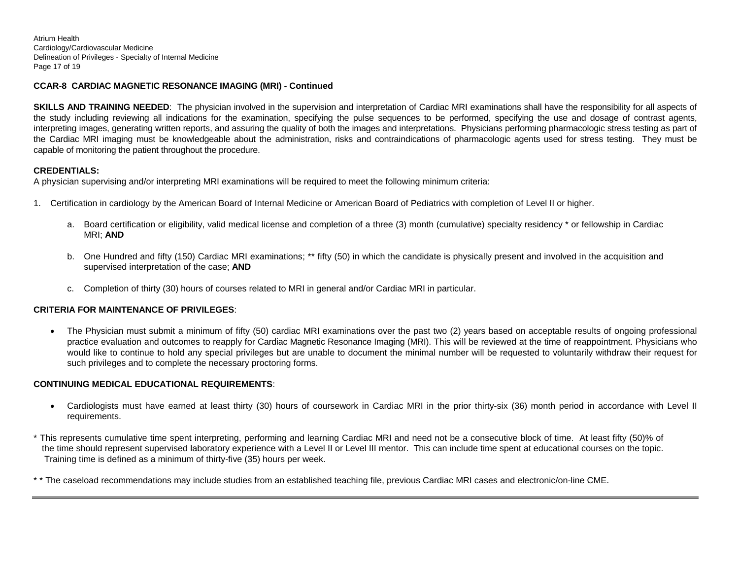**CCAR-8 CARDIAC MAGNETIC RESONANCE IMAGING (MRI) - Continued**

**SKILLS AND TRAINING NEEDED**: The physician involved in the supervision and interpretation of Cardiac MRI examinations shall have the responsibility for all aspects of the study including reviewing all indications for the examination, specifying the pulse sequences to be performed, specifying the use and dosage of contrast agents, interpreting images, generating written reports, and assuring the quality of both the images and interpretations. Physicians performing pharmacologic stress testing as part of the Cardiac MRI imaging must be knowledgeable about the administration, risks and contraindications of pharmacologic agents used for stress testing. They must be capable of monitoring the patient throughout the procedure.

**CREDENTIALS:**

A physician supervising and/or interpreting MRI examinations will be required to meet the following minimum criteria:

1. Certification in cardiology by the American Board of Internal Medicine or American Board of Pediatrics with completion of Level II or higher.

   a. Board certification or eligibility, valid medical license and completion of a three (3) month (cumulative) specialty residency * or fellowship in Cardiac MRI; **AND**

   b. One Hundred and fifty (150) Cardiac MRI examinations; ** fifty (50) in which the candidate is physically present and involved in the acquisition and supervised interpretation of the case; **AND**

   c. Completion of thirty (30) hours of courses related to MRI in general and/or Cardiac MRI in particular.

**CRITERIA FOR MAINTENANCE OF PRIVILEGES**:

- The Physician must submit a minimum of fifty (50) cardiac MRI examinations over the past two (2) years based on acceptable results of ongoing professional practice evaluation and outcomes to reapply for Cardiac Magnetic Resonance Imaging (MRI). This will be reviewed at the time of reappointment. Physicians who would like to continue to hold any special privileges but are unable to document the minimal number will be requested to voluntarily withdraw their request for such privileges and to complete the necessary proctoring forms.

**CONTINUING MEDICAL EDUCATIONAL REQUIREMENTS**:

- Cardiologists must have earned at least thirty (30) hours of coursework in Cardiac MRI in the prior thirty-six (36) month period in accordance with Level II requirements.

* This represents cumulative time spent interpreting, performing and learning Cardiac MRI and need not be a consecutive block of time. At least fifty (50)% of the time should represent supervised laboratory experience with a Level II or Level III mentor. This can include time spent at educational courses on the topic. Training time is defined as a minimum of thirty-five (35) hours per week.

* * The caseload recommendations may include studies from an established teaching file, previous Cardiac MRI cases and electronic/on-line CME.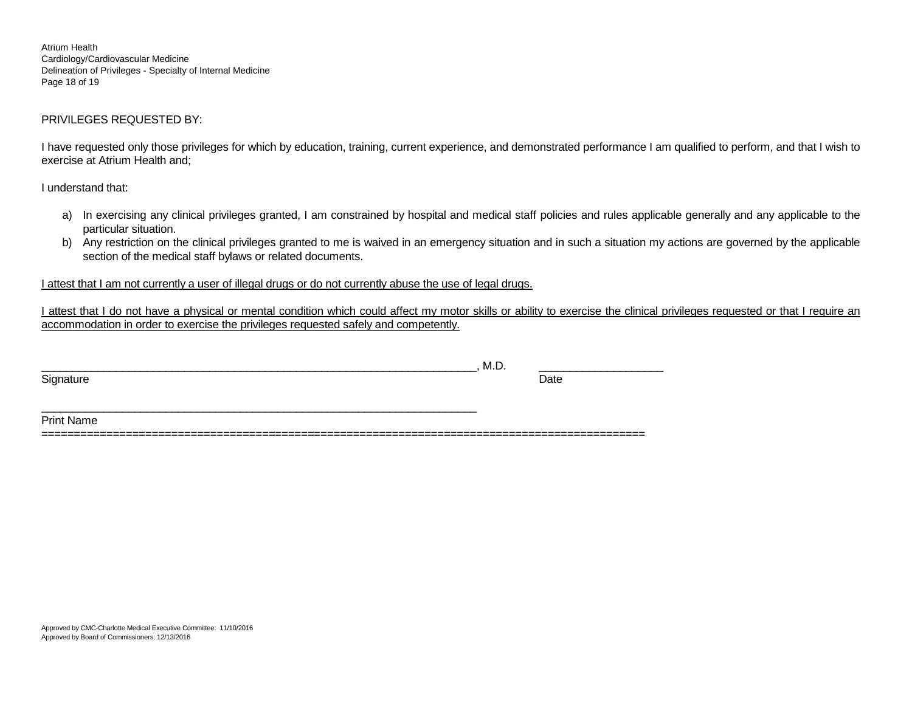PRIVILEGES REQUESTED BY:

I have requested only those privileges for which by education, training, current experience, and demonstrated performance I am qualified to perform, and that I wish to exercise at Atrium Health and;

I understand that:

a) In exercising any clinical privileges granted, I am constrained by hospital and medical staff policies and rules applicable generally and any applicable to the particular situation.
b) Any restriction on the clinical privileges granted to me is waived in an emergency situation and in such a situation my actions are governed by the applicable section of the medical staff bylaws or related documents.

<u>I attest that I am not currently a user of illegal drugs or do not currently abuse the use of legal drugs.</u>

<u>I attest that I do not have a physical or mental condition which could affect my motor skills or ability to exercise the clinical privileges requested or that I require an accommodation in order to exercise the privileges requested safely and competently.</u>

_______________________________________________________________________, M.D.  ____________________
Signature  Date

_______________________________________________________________________
Print Name
==========================================================================================

Approved by CMC-Charlotte Medical Executive Committee: 11/10/2016
Approved by Board of Commissioners: 12/13/2016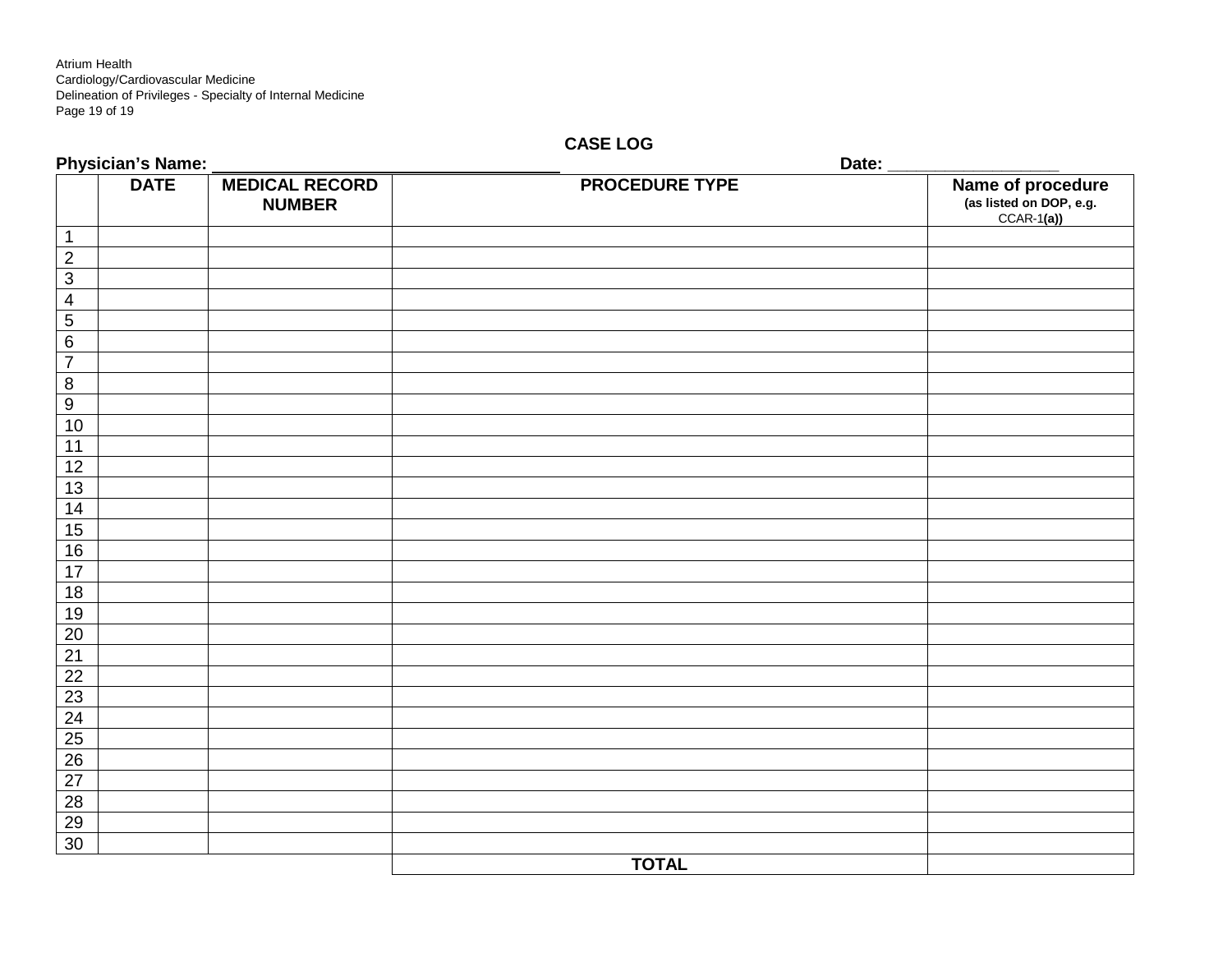## CASE LOG

**Physician's Name:** ________________________________ **Date:** ________________

| | DATE | MEDICAL RECORD NUMBER | PROCEDURE TYPE | Name of procedure (as listed on DOP, e.g. CCAR-1(a)) |
|---|---|---|---|---|
| 1 | | | | |
| 2 | | | | |
| 3 | | | | |
| 4 | | | | |
| 5 | | | | |
| 6 | | | | |
| 7 | | | | |
| 8 | | | | |
| 9 | | | | |
| 10 | | | | |
| 11 | | | | |
| 12 | | | | |
| 13 | | | | |
| 14 | | | | |
| 15 | | | | |
| 16 | | | | |
| 17 | | | | |
| 18 | | | | |
| 19 | | | | |
| 20 | | | | |
| 21 | | | | |
| 22 | | | | |
| 23 | | | | |
| 24 | | | | |
| 25 | | | | |
| 26 | | | | |
| 27 | | | | |
| 28 | | | | |
| 29 | | | | |
| 30 | | | | |
| | | | **TOTAL** | |